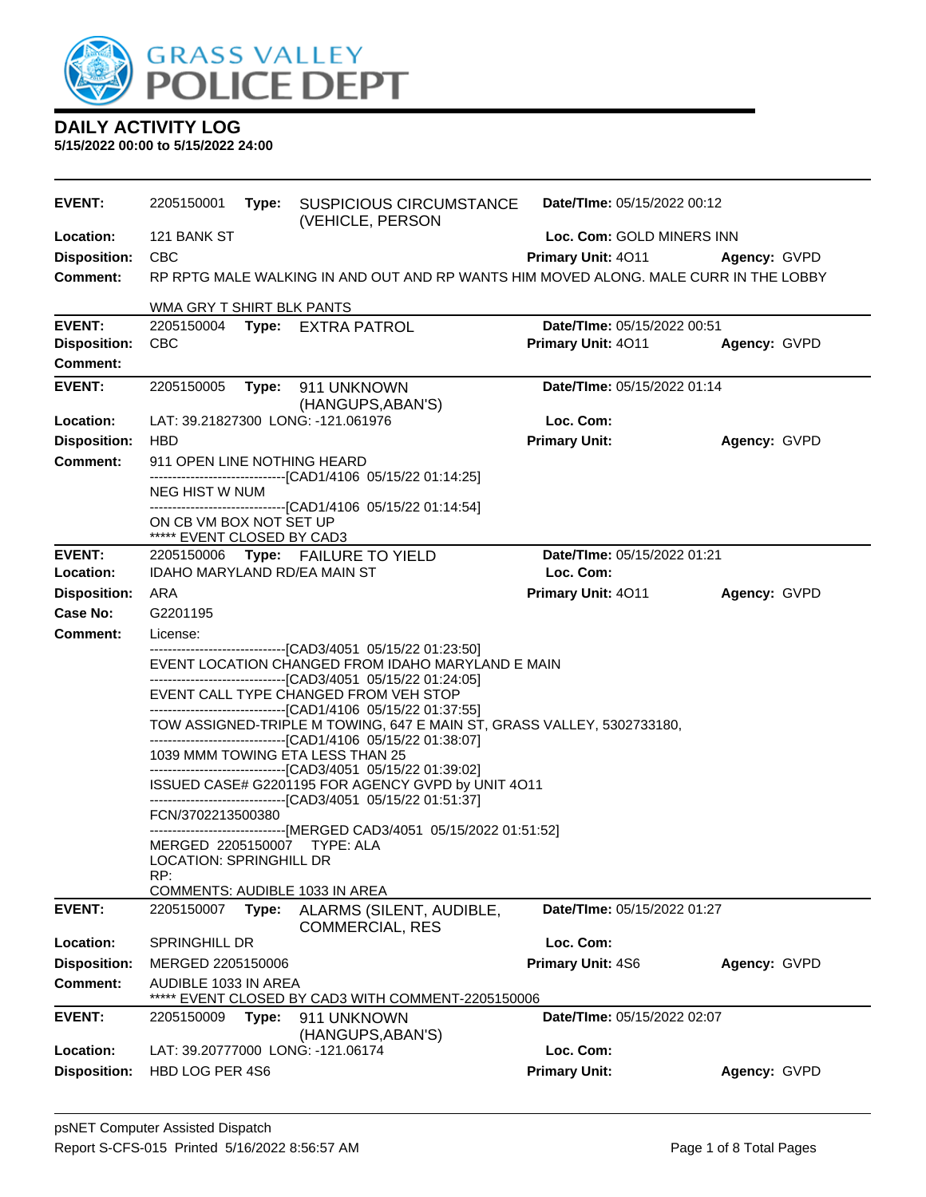GRASS VALLEY POLICE DEPT

## DAILY ACTIVITY LOG

**5/15/2022 00:00 to 5/15/2022 24:00**

---

**EVENT:** 2205150001 **Type:** SUSPICIOUS CIRCUMSTANCE (VEHICLE, PERSON **Date/TIme:** 05/15/2022 00:12
**Location:** 121 BANK ST **Loc. Com:** GOLD MINERS INN
**Disposition:** CBC **Primary Unit:** 4O11 **Agency:** GVPD
**Comment:** RP RPTG MALE WALKING IN AND OUT AND RP WANTS HIM MOVED ALONG. MALE CURR IN THE LOBBY

WMA GRY T SHIRT BLK PANTS

---

**EVENT:** 2205150004 **Type:** EXTRA PATROL **Date/TIme:** 05/15/2022 00:51
**Disposition:** CBC **Primary Unit:** 4O11 **Agency:** GVPD
**Comment:**

---

**EVENT:** 2205150005 **Type:** 911 UNKNOWN (HANGUPS,ABAN'S) **Date/TIme:** 05/15/2022 01:14
**Location:** LAT: 39.21827300 LONG: -121.061976 **Loc. Com:**
**Disposition:** HBD **Primary Unit:** **Agency:** GVPD
**Comment:** 911 OPEN LINE NOTHING HEARD

------------------------------[CAD1/4106 05/15/22 01:14:25]
NEG HIST W NUM
------------------------------[CAD1/4106 05/15/22 01:14:54]
ON CB VM BOX NOT SET UP
***** EVENT CLOSED BY CAD3

---

**EVENT:** 2205150006 **Type:** FAILURE TO YIELD **Date/TIme:** 05/15/2022 01:21
**Location:** IDAHO MARYLAND RD/EA MAIN ST **Loc. Com:**
**Disposition:** ARA **Primary Unit:** 4O11 **Agency:** GVPD
**Case No:** G2201195
**Comment:** License:

------------------------------[CAD3/4051 05/15/22 01:23:50]
EVENT LOCATION CHANGED FROM IDAHO MARYLAND E MAIN
------------------------------[CAD3/4051 05/15/22 01:24:05]
EVENT CALL TYPE CHANGED FROM VEH STOP
------------------------------[CAD1/4106 05/15/22 01:37:55]
TOW ASSIGNED-TRIPLE M TOWING, 647 E MAIN ST, GRASS VALLEY, 5302733180,
------------------------------[CAD1/4106 05/15/22 01:38:07]
1039 MMM TOWING ETA LESS THAN 25
------------------------------[CAD3/4051 05/15/22 01:39:02]
ISSUED CASE# G2201195 FOR AGENCY GVPD by UNIT 4O11
------------------------------[CAD3/4051 05/15/22 01:51:37]
FCN/3702213500380
------------------------------[MERGED CAD3/4051 05/15/2022 01:51:52]
MERGED 2205150007 TYPE: ALA
LOCATION: SPRINGHILL DR
RP:
COMMENTS: AUDIBLE 1033 IN AREA

---

**EVENT:** 2205150007 **Type:** ALARMS (SILENT, AUDIBLE, COMMERCIAL, RES **Date/TIme:** 05/15/2022 01:27
**Location:** SPRINGHILL DR **Loc. Com:**
**Disposition:** MERGED 2205150006 **Primary Unit:** 4S6 **Agency:** GVPD
**Comment:** AUDIBLE 1033 IN AREA

***** EVENT CLOSED BY CAD3 WITH COMMENT-2205150006

---

**EVENT:** 2205150009 **Type:** 911 UNKNOWN (HANGUPS,ABAN'S) **Date/TIme:** 05/15/2022 02:07
**Location:** LAT: 39.20777000 LONG: -121.06174 **Loc. Com:**
**Disposition:** HBD LOG PER 4S6 **Primary Unit:** **Agency:** GVPD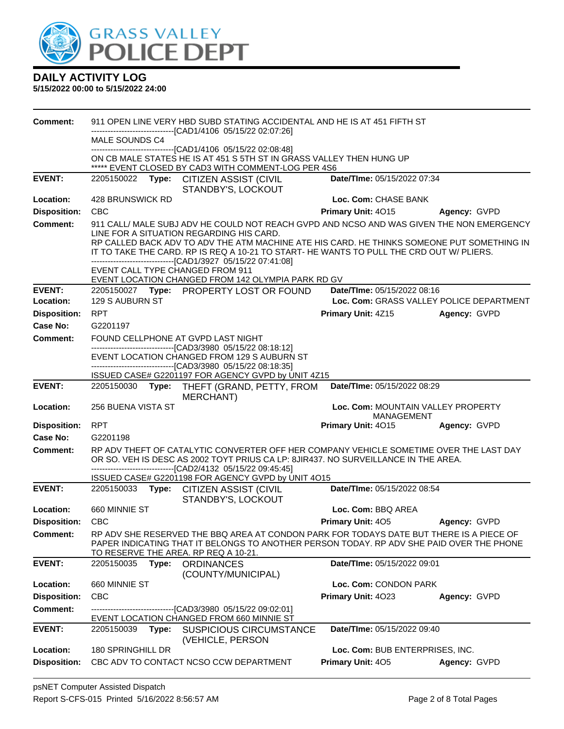# GRASS VALLEY POLICE DEPT

## DAILY ACTIVITY LOG

**5/15/2022 00:00 to 5/15/2022 24:00**

**Comment:** 911 OPEN LINE VERY HBD SUBD STATING ACCIDENTAL AND HE IS AT 451 FIFTH ST
------------------------------[CAD1/4106 05/15/22 02:07:26]
MALE SOUNDS C4
------------------------------[CAD1/4106 05/15/22 02:08:48]
ON CB MALE STATES HE IS AT 451 S 5TH ST IN GRASS VALLEY THEN HUNG UP
***** EVENT CLOSED BY CAD3 WITH COMMENT-LOG PER 4S6

---

**EVENT:** 2205150022 **Type:** CITIZEN ASSIST (CIVIL STANDBY'S, LOCKOUT **Date/TIme:** 05/15/2022 07:34
**Location:** 428 BRUNSWICK RD **Loc. Com:** CHASE BANK
**Disposition:** CBC **Primary Unit:** 4O15 **Agency:** GVPD
**Comment:** 911 CALL/ MALE SUBJ ADV HE COULD NOT REACH GVPD AND NCSO AND WAS GIVEN THE NON EMERGENCY LINE FOR A SITUATION REGARDING HIS CARD.
RP CALLED BACK ADV TO ADV THE ATM MACHINE ATE HIS CARD. HE THINKS SOMEONE PUT SOMETHING IN IT TO TAKE THE CARD. RP IS REQ A 10-21 TO START- HE WANTS TO PULL THE CRD OUT W/ PLIERS.
------------------------------[CAD1/3927 05/15/22 07:41:08]
EVENT CALL TYPE CHANGED FROM 911
EVENT LOCATION CHANGED FROM 142 OLYMPIA PARK RD GV

---

**EVENT:** 2205150027 **Type:** PROPERTY LOST OR FOUND **Date/TIme:** 05/15/2022 08:16
**Location:** 129 S AUBURN ST **Loc. Com:** GRASS VALLEY POLICE DEPARTMENT
**Disposition:** RPT **Primary Unit:** 4Z15 **Agency:** GVPD
**Case No:** G2201197
**Comment:** FOUND CELLPHONE AT GVPD LAST NIGHT
------------------------------[CAD3/3980 05/15/22 08:18:12]
EVENT LOCATION CHANGED FROM 129 S AUBURN ST
------------------------------[CAD3/3980 05/15/22 08:18:35]
ISSUED CASE# G2201197 FOR AGENCY GVPD by UNIT 4Z15

---

**EVENT:** 2205150030 **Type:** THEFT (GRAND, PETTY, FROM MERCHANT) **Date/TIme:** 05/15/2022 08:29
**Location:** 256 BUENA VISTA ST **Loc. Com:** MOUNTAIN VALLEY PROPERTY MANAGEMENT
**Disposition:** RPT **Primary Unit:** 4O15 **Agency:** GVPD
**Case No:** G2201198
**Comment:** RP ADV THEFT OF CATALYTIC CONVERTER OFF HER COMPANY VEHICLE SOMETIME OVER THE LAST DAY OR SO. VEH IS DESC AS 2002 TOYT PRIUS CA LP: 8JIR437. NO SURVEILLANCE IN THE AREA.
------------------------------[CAD2/4132 05/15/22 09:45:45]
ISSUED CASE# G2201198 FOR AGENCY GVPD by UNIT 4O15

---

**EVENT:** 2205150033 **Type:** CITIZEN ASSIST (CIVIL STANDBY'S, LOCKOUT **Date/TIme:** 05/15/2022 08:54
**Location:** 660 MINNIE ST **Loc. Com:** BBQ AREA
**Disposition:** CBC **Primary Unit:** 4O5 **Agency:** GVPD
**Comment:** RP ADV SHE RESERVED THE BBQ AREA AT CONDON PARK FOR TODAYS DATE BUT THERE IS A PIECE OF PAPER INDICATING THAT IT BELONGS TO ANOTHER PERSON TODAY. RP ADV SHE PAID OVER THE PHONE TO RESERVE THE AREA. RP REQ A 10-21.

---

**EVENT:** 2205150035 **Type:** ORDINANCES (COUNTY/MUNICIPAL) **Date/TIme:** 05/15/2022 09:01
**Location:** 660 MINNIE ST **Loc. Com:** CONDON PARK
**Disposition:** CBC **Primary Unit:** 4O23 **Agency:** GVPD
**Comment:** ------------------------------[CAD3/3980 05/15/22 09:02:01]
EVENT LOCATION CHANGED FROM 660 MINNIE ST

---

**EVENT:** 2205150039 **Type:** SUSPICIOUS CIRCUMSTANCE (VEHICLE, PERSON **Date/TIme:** 05/15/2022 09:40
**Location:** 180 SPRINGHILL DR **Loc. Com:** BUB ENTERPRISES, INC.
**Disposition:** CBC ADV TO CONTACT NCSO CCW DEPARTMENT **Primary Unit:** 4O5 **Agency:** GVPD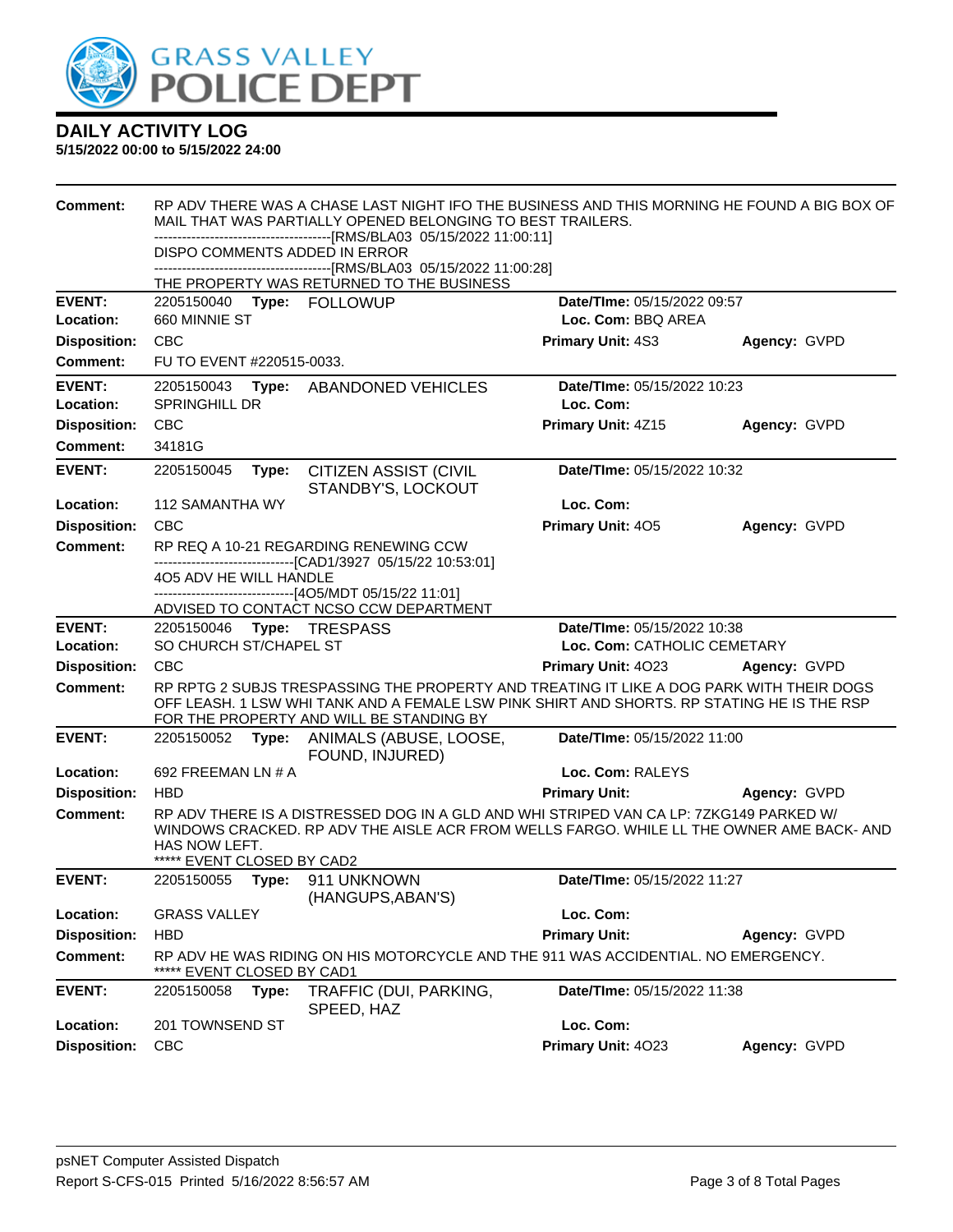**GRASS VALLEY POLICE DEPT**

# DAILY ACTIVITY LOG

**5/15/2022 00:00 to 5/15/2022 24:00**

**Comment:** RP ADV THERE WAS A CHASE LAST NIGHT IFO THE BUSINESS AND THIS MORNING HE FOUND A BIG BOX OF MAIL THAT WAS PARTIALLY OPENED BELONGING TO BEST TRAILERS.
-------------------------------[RMS/BLA03 05/15/2022 11:00:11]
DISPO COMMENTS ADDED IN ERROR
-------------------------------[RMS/BLA03 05/15/2022 11:00:28]
THE PROPERTY WAS RETURNED TO THE BUSINESS

---

**EVENT:** 2205150040 **Type:** FOLLOWUP **Date/TIme:** 05/15/2022 09:57
**Location:** 660 MINNIE ST **Loc. Com:** BBQ AREA
**Disposition:** CBC **Primary Unit:** 4S3 **Agency:** GVPD
**Comment:** FU TO EVENT #220515-0033.

---

**EVENT:** 2205150043 **Type:** ABANDONED VEHICLES **Date/TIme:** 05/15/2022 10:23
**Location:** SPRINGHILL DR **Loc. Com:**
**Disposition:** CBC **Primary Unit:** 4Z15 **Agency:** GVPD
**Comment:** 34181G

---

**EVENT:** 2205150045 **Type:** CITIZEN ASSIST (CIVIL STANDBY'S, LOCKOUT **Date/TIme:** 05/15/2022 10:32
**Location:** 112 SAMANTHA WY **Loc. Com:**
**Disposition:** CBC **Primary Unit:** 4O5 **Agency:** GVPD
**Comment:** RP REQ A 10-21 REGARDING RENEWING CCW
-------------------------------[CAD1/3927 05/15/22 10:53:01]
4O5 ADV HE WILL HANDLE
-------------------------------[4O5/MDT 05/15/22 11:01]
ADVISED TO CONTACT NCSO CCW DEPARTMENT

---

**EVENT:** 2205150046 **Type:** TRESPASS **Date/TIme:** 05/15/2022 10:38
**Location:** SO CHURCH ST/CHAPEL ST **Loc. Com:** CATHOLIC CEMETARY
**Disposition:** CBC **Primary Unit:** 4O23 **Agency:** GVPD
**Comment:** RP RPTG 2 SUBJS TRESPASSING THE PROPERTY AND TREATING IT LIKE A DOG PARK WITH THEIR DOGS OFF LEASH. 1 LSW WHI TANK AND A FEMALE LSW PINK SHIRT AND SHORTS. RP STATING HE IS THE RSP FOR THE PROPERTY AND WILL BE STANDING BY

---

**EVENT:** 2205150052 **Type:** ANIMALS (ABUSE, LOOSE, FOUND, INJURED) **Date/TIme:** 05/15/2022 11:00
**Location:** 692 FREEMAN LN # A **Loc. Com:** RALEYS
**Disposition:** HBD **Primary Unit:** **Agency:** GVPD
**Comment:** RP ADV THERE IS A DISTRESSED DOG IN A GLD AND WHI STRIPED VAN CA LP: 7ZKG149 PARKED W/ WINDOWS CRACKED. RP ADV THE AISLE ACR FROM WELLS FARGO. WHILE LL THE OWNER AME BACK- AND HAS NOW LEFT.
***** EVENT CLOSED BY CAD2

---

**EVENT:** 2205150055 **Type:** 911 UNKNOWN (HANGUPS,ABAN'S) **Date/TIme:** 05/15/2022 11:27
**Location:** GRASS VALLEY **Loc. Com:**
**Disposition:** HBD **Primary Unit:** **Agency:** GVPD
**Comment:** RP ADV HE WAS RIDING ON HIS MOTORCYCLE AND THE 911 WAS ACCIDENTIAL. NO EMERGENCY.
***** EVENT CLOSED BY CAD1

---

**EVENT:** 2205150058 **Type:** TRAFFIC (DUI, PARKING, SPEED, HAZ **Date/TIme:** 05/15/2022 11:38
**Location:** 201 TOWNSEND ST **Loc. Com:**
**Disposition:** CBC **Primary Unit:** 4O23 **Agency:** GVPD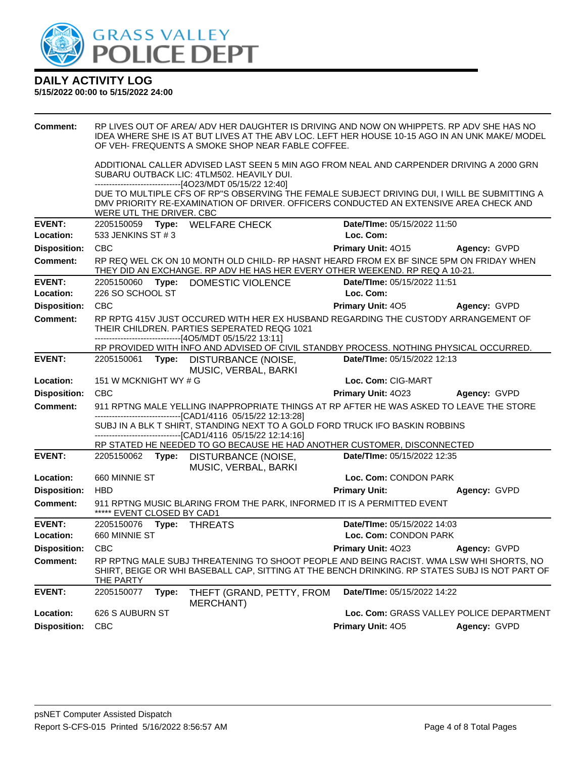# DAILY ACTIVITY LOG

**5/15/2022 00:00 to 5/15/2022 24:00**

**Comment:** RP LIVES OUT OF AREA/ ADV HER DAUGHTER IS DRIVING AND NOW ON WHIPPETS. RP ADV SHE HAS NO IDEA WHERE SHE IS AT BUT LIVES AT THE ABV LOC. LEFT HER HOUSE 10-15 AGO IN AN UNK MAKE/ MODEL OF VEH- FREQUENTS A SMOKE SHOP NEAR FABLE COFFEE.

ADDITIONAL CALLER ADVISED LAST SEEN 5 MIN AGO FROM NEAL AND CARPENDER DRIVING A 2000 GRN SUBARU OUTBACK LIC: 4TLM502. HEAVILY DUI.
------------------------------[4O23/MDT 05/15/22 12:40]
DUE TO MULTIPLE CFS OF RP"S OBSERVING THE FEMALE SUBJECT DRIVING DUI, I WILL BE SUBMITTING A DMV PRIORITY RE-EXAMINATION OF DRIVER. OFFICERS CONDUCTED AN EXTENSIVE AREA CHECK AND WERE UTL THE DRIVER. CBC

---

**EVENT:** 2205150059 **Type:** WELFARE CHECK **Date/TIme:** 05/15/2022 11:50
**Location:** 533 JENKINS ST # 3 **Loc. Com:**
**Disposition:** CBC **Primary Unit:** 4O15 **Agency:** GVPD
**Comment:** RP REQ WEL CK ON 10 MONTH OLD CHILD- RP HASNT HEARD FROM EX BF SINCE 5PM ON FRIDAY WHEN THEY DID AN EXCHANGE. RP ADV HE HAS HER EVERY OTHER WEEKEND. RP REQ A 10-21.

---

**EVENT:** 2205150060 **Type:** DOMESTIC VIOLENCE **Date/TIme:** 05/15/2022 11:51
**Location:** 226 SO SCHOOL ST **Loc. Com:**
**Disposition:** CBC **Primary Unit:** 4O5 **Agency:** GVPD
**Comment:** RP RPTG 415V JUST OCCURED WITH HER EX HUSBAND REGARDING THE CUSTODY ARRANGEMENT OF THEIR CHILDREN. PARTIES SEPERATED REQG 1021
------------------------------[4O5/MDT 05/15/22 13:11]
RP PROVIDED WITH INFO AND ADVISED OF CIVIL STANDBY PROCESS. NOTHING PHYSICAL OCCURRED.

---

**EVENT:** 2205150061 **Type:** DISTURBANCE (NOISE, MUSIC, VERBAL, BARKI **Date/TIme:** 05/15/2022 12:13
**Location:** 151 W MCKNIGHT WY # G **Loc. Com:** CIG-MART
**Disposition:** CBC **Primary Unit:** 4O23 **Agency:** GVPD
**Comment:** 911 RPTNG MALE YELLING INAPPROPRIATE THINGS AT RP AFTER HE WAS ASKED TO LEAVE THE STORE
------------------------------[CAD1/4116 05/15/22 12:13:28]
SUBJ IN A BLK T SHIRT, STANDING NEXT TO A GOLD FORD TRUCK IFO BASKIN ROBBINS
------------------------------[CAD1/4116 05/15/22 12:14:16]
RP STATED HE NEEDED TO GO BECAUSE HE HAD ANOTHER CUSTOMER, DISCONNECTED

---

**EVENT:** 2205150062 **Type:** DISTURBANCE (NOISE, MUSIC, VERBAL, BARKI **Date/TIme:** 05/15/2022 12:35
**Location:** 660 MINNIE ST **Loc. Com:** CONDON PARK
**Disposition:** HBD **Primary Unit:** **Agency:** GVPD
**Comment:** 911 RPTNG MUSIC BLARING FROM THE PARK, INFORMED IT IS A PERMITTED EVENT
***** EVENT CLOSED BY CAD1

---

**EVENT:** 2205150076 **Type:** THREATS **Date/TIme:** 05/15/2022 14:03
**Location:** 660 MINNIE ST **Loc. Com:** CONDON PARK
**Disposition:** CBC **Primary Unit:** 4O23 **Agency:** GVPD
**Comment:** RP RPTNG MALE SUBJ THREATENING TO SHOOT PEOPLE AND BEING RACIST. WMA LSW WHI SHORTS, NO SHIRT, BEIGE OR WHI BASEBALL CAP, SITTING AT THE BENCH DRINKING. RP STATES SUBJ IS NOT PART OF THE PARTY

---

**EVENT:** 2205150077 **Type:** THEFT (GRAND, PETTY, FROM MERCHANT) **Date/TIme:** 05/15/2022 14:22
**Location:** 626 S AUBURN ST **Loc. Com:** GRASS VALLEY POLICE DEPARTMENT
**Disposition:** CBC **Primary Unit:** 4O5 **Agency:** GVPD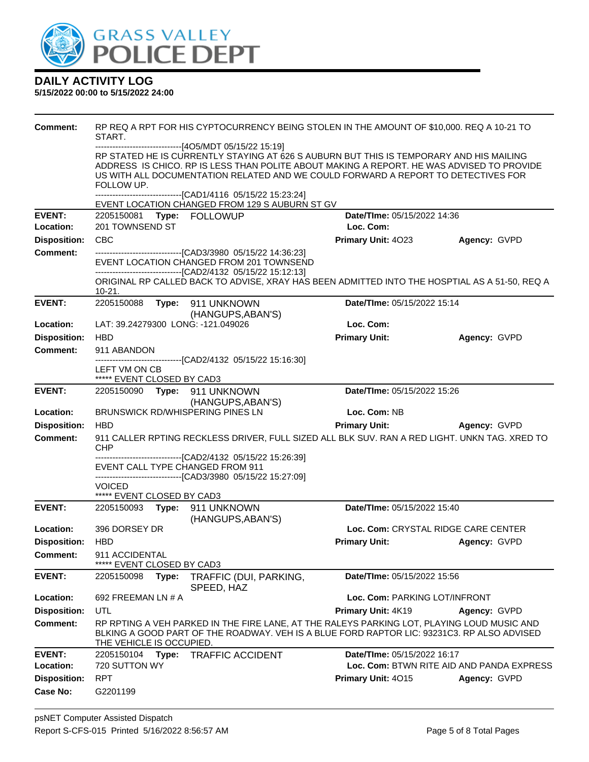# DAILY ACTIVITY LOG

**5/15/2022 00:00 to 5/15/2022 24:00**

**Comment:** RP REQ A RPT FOR HIS CYPTOCURRENCY BEING STOLEN IN THE AMOUNT OF $10,000. REQ A 10-21 TO START.
------------------------------[4O5/MDT 05/15/22 15:19]
RP STATED HE IS CURRENTLY STAYING AT 626 S AUBURN BUT THIS IS TEMPORARY AND HIS MAILING ADDRESS IS CHICO. RP IS LESS THAN POLITE ABOUT MAKING A REPORT. HE WAS ADVISED TO PROVIDE US WITH ALL DOCUMENTATION RELATED AND WE COULD FORWARD A REPORT TO DETECTIVES FOR FOLLOW UP.
------------------------------[CAD1/4116 05/15/22 15:23:24]
EVENT LOCATION CHANGED FROM 129 S AUBURN ST GV

---

**EVENT:** 2205150081 **Type:** FOLLOWUP **Date/TIme:** 05/15/2022 14:36
**Location:** 201 TOWNSEND ST **Loc. Com:**
**Disposition:** CBC **Primary Unit:** 4O23 **Agency:** GVPD
**Comment:** ------------------------------[CAD3/3980 05/15/22 14:36:23]
EVENT LOCATION CHANGED FROM 201 TOWNSEND
------------------------------[CAD2/4132 05/15/22 15:12:13]
ORIGINAL RP CALLED BACK TO ADVISE, XRAY HAS BEEN ADMITTED INTO THE HOSPTIAL AS A 51-50, REQ A 10-21.

---

**EVENT:** 2205150088 **Type:** 911 UNKNOWN (HANGUPS,ABAN'S) **Date/TIme:** 05/15/2022 15:14
**Location:** LAT: 39.24279300 LONG: -121.049026 **Loc. Com:**
**Disposition:** HBD **Primary Unit:** **Agency:** GVPD
**Comment:** 911 ABANDON
------------------------------[CAD2/4132 05/15/22 15:16:30]
LEFT VM ON CB
***** EVENT CLOSED BY CAD3

---

**EVENT:** 2205150090 **Type:** 911 UNKNOWN (HANGUPS,ABAN'S) **Date/TIme:** 05/15/2022 15:26
**Location:** BRUNSWICK RD/WHISPERING PINES LN **Loc. Com:** NB
**Disposition:** HBD **Primary Unit:** **Agency:** GVPD
**Comment:** 911 CALLER RPTING RECKLESS DRIVER, FULL SIZED ALL BLK SUV. RAN A RED LIGHT. UNKN TAG. XRED TO CHP
------------------------------[CAD2/4132 05/15/22 15:26:39]
EVENT CALL TYPE CHANGED FROM 911
------------------------------[CAD3/3980 05/15/22 15:27:09]
VOICED
***** EVENT CLOSED BY CAD3

---

**EVENT:** 2205150093 **Type:** 911 UNKNOWN (HANGUPS,ABAN'S) **Date/TIme:** 05/15/2022 15:40
**Location:** 396 DORSEY DR **Loc. Com:** CRYSTAL RIDGE CARE CENTER
**Disposition:** HBD **Primary Unit:** **Agency:** GVPD
**Comment:** 911 ACCIDENTAL
***** EVENT CLOSED BY CAD3

---

**EVENT:** 2205150098 **Type:** TRAFFIC (DUI, PARKING, SPEED, HAZ **Date/TIme:** 05/15/2022 15:56
**Location:** 692 FREEMAN LN # A **Loc. Com:** PARKING LOT/INFRONT
**Disposition:** UTL **Primary Unit:** 4K19 **Agency:** GVPD
**Comment:** RP RPTING A VEH PARKED IN THE FIRE LANE, AT THE RALEYS PARKING LOT, PLAYING LOUD MUSIC AND BLKING A GOOD PART OF THE ROADWAY. VEH IS A BLUE FORD RAPTOR LIC: 93231C3. RP ALSO ADVISED THE VEHICLE IS OCCUPIED.

---

**EVENT:** 2205150104 **Type:** TRAFFIC ACCIDENT **Date/TIme:** 05/15/2022 16:17
**Location:** 720 SUTTON WY **Loc. Com:** BTWN RITE AID AND PANDA EXPRESS
**Disposition:** RPT **Primary Unit:** 4O15 **Agency:** GVPD
**Case No:** G2201199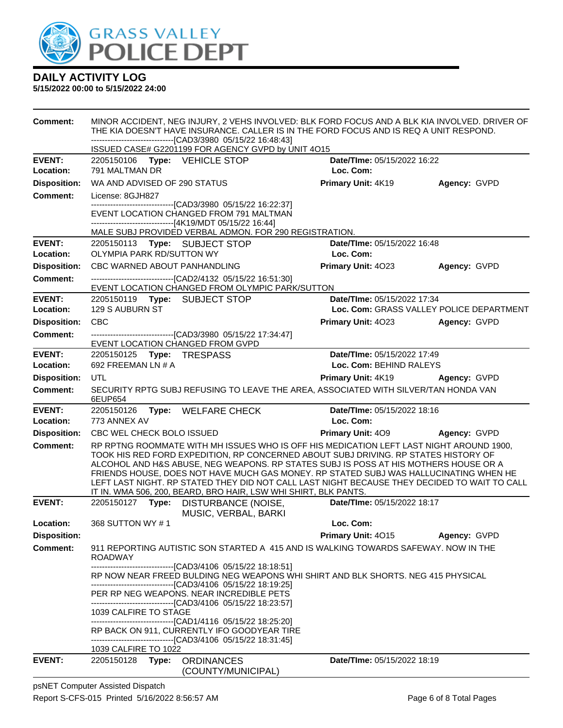# DAILY ACTIVITY LOG

**5/15/2022 00:00 to 5/15/2022 24:00**

**Comment:** MINOR ACCIDENT, NEG INJURY, 2 VEHS INVOLVED: BLK FORD FOCUS AND A BLK KIA INVOLVED. DRIVER OF THE KIA DOESN'T HAVE INSURANCE. CALLER IS IN THE FORD FOCUS AND IS REQ A UNIT RESPOND.
------------------------------[CAD3/3980 05/15/22 16:48:43]
ISSUED CASE# G2201199 FOR AGENCY GVPD by UNIT 4O15

---

**EVENT:** 2205150106 **Type:** VEHICLE STOP **Date/TIme:** 05/15/2022 16:22
**Location:** 791 MALTMAN DR **Loc. Com:**
**Disposition:** WA AND ADVISED OF 290 STATUS **Primary Unit:** 4K19 **Agency:** GVPD
**Comment:** License: 8GJH827
------------------------------[CAD3/3980 05/15/22 16:22:37]
EVENT LOCATION CHANGED FROM 791 MALTMAN
------------------------------[4K19/MDT 05/15/22 16:44]
MALE SUBJ PROVIDED VERBAL ADMON. FOR 290 REGISTRATION.

---

**EVENT:** 2205150113 **Type:** SUBJECT STOP **Date/TIme:** 05/15/2022 16:48
**Location:** OLYMPIA PARK RD/SUTTON WY **Loc. Com:**
**Disposition:** CBC WARNED ABOUT PANHANDLING **Primary Unit:** 4O23 **Agency:** GVPD
**Comment:** ------------------------------[CAD2/4132 05/15/22 16:51:30]
EVENT LOCATION CHANGED FROM OLYMPIC PARK/SUTTON

---

**EVENT:** 2205150119 **Type:** SUBJECT STOP **Date/TIme:** 05/15/2022 17:34
**Location:** 129 S AUBURN ST **Loc. Com:** GRASS VALLEY POLICE DEPARTMENT
**Disposition:** CBC **Primary Unit:** 4O23 **Agency:** GVPD
**Comment:** ------------------------------[CAD3/3980 05/15/22 17:34:47]
EVENT LOCATION CHANGED FROM GVPD

---

**EVENT:** 2205150125 **Type:** TRESPASS **Date/TIme:** 05/15/2022 17:49
**Location:** 692 FREEMAN LN # A **Loc. Com:** BEHIND RALEYS
**Disposition:** UTL **Primary Unit:** 4K19 **Agency:** GVPD
**Comment:** SECURITY RPTG SUBJ REFUSING TO LEAVE THE AREA, ASSOCIATED WITH SILVER/TAN HONDA VAN 6EUP654

---

**EVENT:** 2205150126 **Type:** WELFARE CHECK **Date/TIme:** 05/15/2022 18:16
**Location:** 773 ANNEX AV **Loc. Com:**
**Disposition:** CBC WEL CHECK BOLO ISSUED **Primary Unit:** 4O9 **Agency:** GVPD
**Comment:** RP RPTNG ROOMMATE WITH MH ISSUES WHO IS OFF HIS MEDICATION LEFT LAST NIGHT AROUND 1900, TOOK HIS RED FORD EXPEDITION, RP CONCERNED ABOUT SUBJ DRIVING. RP STATES HISTORY OF ALCOHOL AND H&S ABUSE, NEG WEAPONS. RP STATES SUBJ IS POSS AT HIS MOTHERS HOUSE OR A FRIENDS HOUSE, DOES NOT HAVE MUCH GAS MONEY. RP STATED SUBJ WAS HALLUCINATING WHEN HE LEFT LAST NIGHT. RP STATED THEY DID NOT CALL LAST NIGHT BECAUSE THEY DECIDED TO WAIT TO CALL IT IN. WMA 506, 200, BEARD, BRO HAIR, LSW WHI SHIRT, BLK PANTS.

---

**EVENT:** 2205150127 **Type:** DISTURBANCE (NOISE, MUSIC, VERBAL, BARKI **Date/TIme:** 05/15/2022 18:17
**Location:** 368 SUTTON WY # 1 **Loc. Com:**
**Disposition:** **Primary Unit:** 4O15 **Agency:** GVPD
**Comment:** 911 REPORTING AUTISTIC SON STARTED A 415 AND IS WALKING TOWARDS SAFEWAY. NOW IN THE ROADWAY
------------------------------[CAD3/4106 05/15/22 18:18:51]
RP NOW NEAR FREED BULDING NEG WEAPONS WHI SHIRT AND BLK SHORTS. NEG 415 PHYSICAL
------------------------------[CAD3/4106 05/15/22 18:19:25]
PER RP NEG WEAPONS. NEAR INCREDIBLE PETS
------------------------------[CAD3/4106 05/15/22 18:23:57]
1039 CALFIRE TO STAGE
------------------------------[CAD1/4116 05/15/22 18:25:20]
RP BACK ON 911, CURRENTLY IFO GOODYEAR TIRE
------------------------------[CAD3/4106 05/15/22 18:31:45]
1039 CALFIRE TO 1022

---

**EVENT:** 2205150128 **Type:** ORDINANCES (COUNTY/MUNICIPAL) **Date/TIme:** 05/15/2022 18:19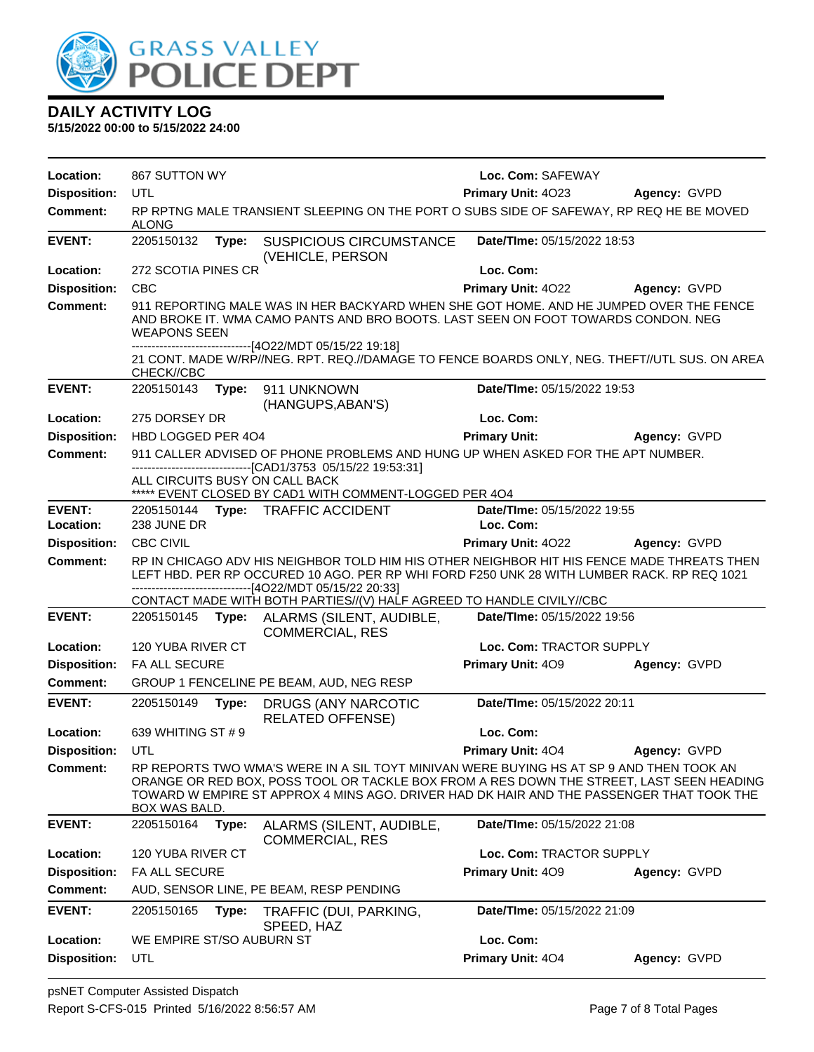# DAILY ACTIVITY LOG

**5/15/2022 00:00 to 5/15/2022 24:00**

**Location:** 867 SUTTON WY **Loc. Com:** SAFEWAY
**Disposition:** UTL **Primary Unit:** 4O23 **Agency:** GVPD
**Comment:** RP RPTNG MALE TRANSIENT SLEEPING ON THE PORT O SUBS SIDE OF SAFEWAY, RP REQ HE BE MOVED ALONG

---

**EVENT:** 2205150132 **Type:** SUSPICIOUS CIRCUMSTANCE (VEHICLE, PERSON **Date/TIme:** 05/15/2022 18:53
**Location:** 272 SCOTIA PINES CR **Loc. Com:**
**Disposition:** CBC **Primary Unit:** 4O22 **Agency:** GVPD
**Comment:** 911 REPORTING MALE WAS IN HER BACKYARD WHEN SHE GOT HOME. AND HE JUMPED OVER THE FENCE AND BROKE IT. WMA CAMO PANTS AND BRO BOOTS. LAST SEEN ON FOOT TOWARDS CONDON. NEG WEAPONS SEEN
------------------------------[4O22/MDT 05/15/22 19:18]
21 CONT. MADE W/RP//NEG. RPT. REQ.//DAMAGE TO FENCE BOARDS ONLY, NEG. THEFT//UTL SUS. ON AREA CHECK//CBC

---

**EVENT:** 2205150143 **Type:** 911 UNKNOWN (HANGUPS,ABAN'S) **Date/TIme:** 05/15/2022 19:53
**Location:** 275 DORSEY DR **Loc. Com:**
**Disposition:** HBD LOGGED PER 4O4 **Primary Unit:** **Agency:** GVPD
**Comment:** 911 CALLER ADVISED OF PHONE PROBLEMS AND HUNG UP WHEN ASKED FOR THE APT NUMBER.
------------------------------[CAD1/3753 05/15/22 19:53:31]
ALL CIRCUITS BUSY ON CALL BACK
***** EVENT CLOSED BY CAD1 WITH COMMENT-LOGGED PER 4O4

---

**EVENT:** 2205150144 **Type:** TRAFFIC ACCIDENT **Date/TIme:** 05/15/2022 19:55
**Location:** 238 JUNE DR **Loc. Com:**
**Disposition:** CBC CIVIL **Primary Unit:** 4O22 **Agency:** GVPD
**Comment:** RP IN CHICAGO ADV HIS NEIGHBOR TOLD HIM HIS OTHER NEIGHBOR HIT HIS FENCE MADE THREATS THEN LEFT HBD. PER RP OCCURED 10 AGO. PER RP WHI FORD F250 UNK 28 WITH LUMBER RACK. RP REQ 1021
------------------------------[4O22/MDT 05/15/22 20:33]
CONTACT MADE WITH BOTH PARTIES//(V) HALF AGREED TO HANDLE CIVILY//CBC

---

**EVENT:** 2205150145 **Type:** ALARMS (SILENT, AUDIBLE, COMMERCIAL, RES **Date/TIme:** 05/15/2022 19:56
**Location:** 120 YUBA RIVER CT **Loc. Com:** TRACTOR SUPPLY
**Disposition:** FA ALL SECURE **Primary Unit:** 4O9 **Agency:** GVPD
**Comment:** GROUP 1 FENCELINE PE BEAM, AUD, NEG RESP

---

**EVENT:** 2205150149 **Type:** DRUGS (ANY NARCOTIC RELATED OFFENSE) **Date/TIme:** 05/15/2022 20:11
**Location:** 639 WHITING ST # 9 **Loc. Com:**
**Disposition:** UTL **Primary Unit:** 4O4 **Agency:** GVPD
**Comment:** RP REPORTS TWO WMA'S WERE IN A SIL TOYT MINIVAN WERE BUYING HS AT SP 9 AND THEN TOOK AN ORANGE OR RED BOX, POSS TOOL OR TACKLE BOX FROM A RES DOWN THE STREET, LAST SEEN HEADING TOWARD W EMPIRE ST APPROX 4 MINS AGO. DRIVER HAD DK HAIR AND THE PASSENGER THAT TOOK THE BOX WAS BALD.

---

**EVENT:** 2205150164 **Type:** ALARMS (SILENT, AUDIBLE, COMMERCIAL, RES **Date/TIme:** 05/15/2022 21:08
**Location:** 120 YUBA RIVER CT **Loc. Com:** TRACTOR SUPPLY
**Disposition:** FA ALL SECURE **Primary Unit:** 4O9 **Agency:** GVPD
**Comment:** AUD, SENSOR LINE, PE BEAM, RESP PENDING

---

**EVENT:** 2205150165 **Type:** TRAFFIC (DUI, PARKING, SPEED, HAZ **Date/TIme:** 05/15/2022 21:09
**Location:** WE EMPIRE ST/SO AUBURN ST **Loc. Com:**
**Disposition:** UTL **Primary Unit:** 4O4 **Agency:** GVPD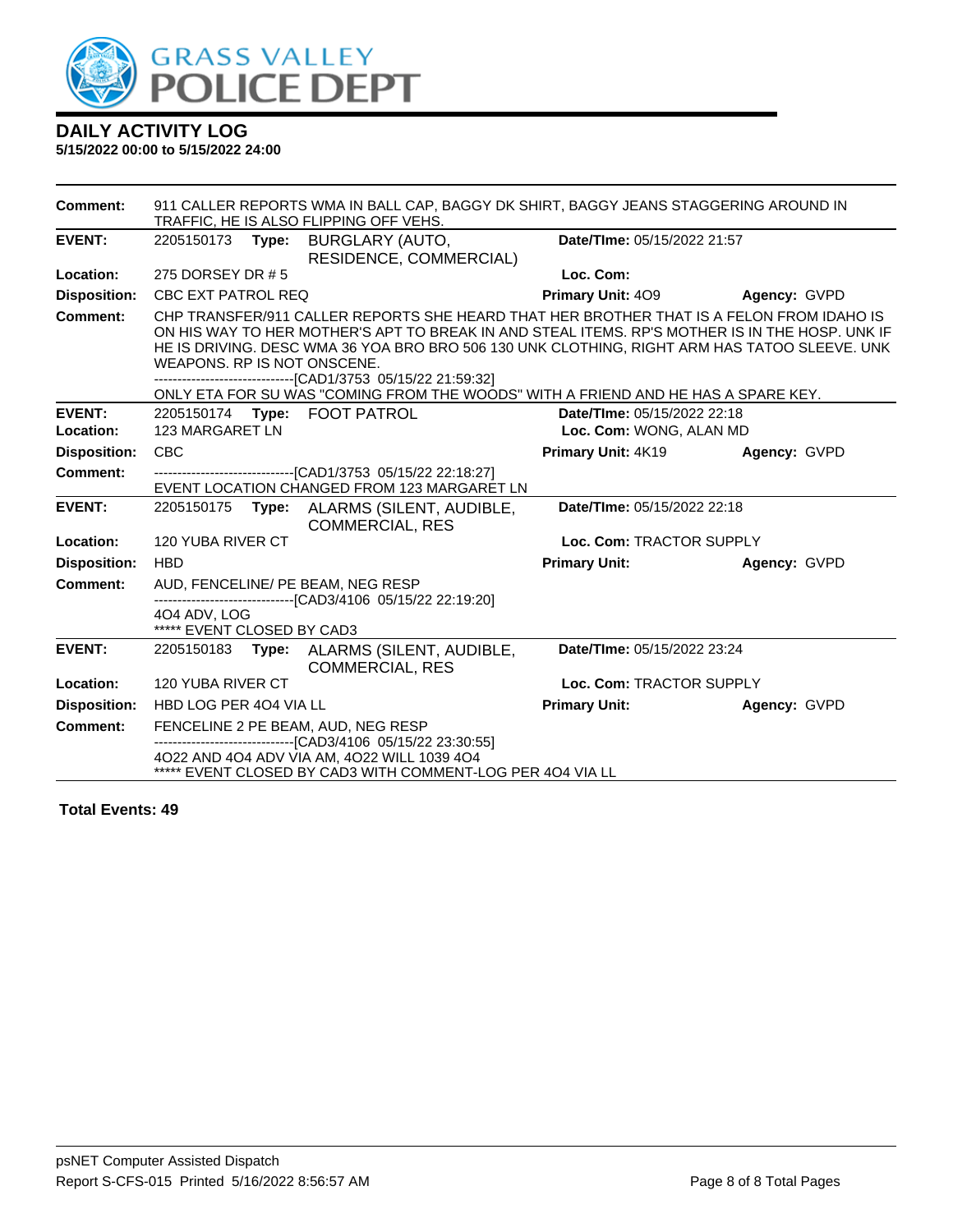## DAILY ACTIVITY LOG

**5/15/2022 00:00 to 5/15/2022 24:00**

**Comment:** 911 CALLER REPORTS WMA IN BALL CAP, BAGGY DK SHIRT, BAGGY JEANS STAGGERING AROUND IN TRAFFIC, HE IS ALSO FLIPPING OFF VEHS.

---

**EVENT:** 2205150173 **Type:** BURGLARY (AUTO, RESIDENCE, COMMERCIAL) **Date/TIme:** 05/15/2022 21:57

**Location:** 275 DORSEY DR # 5 **Loc. Com:**

**Disposition:** CBC EXT PATROL REQ **Primary Unit:** 4O9 **Agency:** GVPD

**Comment:** CHP TRANSFER/911 CALLER REPORTS SHE HEARD THAT HER BROTHER THAT IS A FELON FROM IDAHO IS ON HIS WAY TO HER MOTHER'S APT TO BREAK IN AND STEAL ITEMS. RP'S MOTHER IS IN THE HOSP. UNK IF HE IS DRIVING. DESC WMA 36 YOA BRO BRO 506 130 UNK CLOTHING, RIGHT ARM HAS TATOO SLEEVE. UNK WEAPONS. RP IS NOT ONSCENE.
------------------------------[CAD1/3753 05/15/22 21:59:32]
ONLY ETA FOR SU WAS "COMING FROM THE WOODS" WITH A FRIEND AND HE HAS A SPARE KEY.

---

**EVENT:** 2205150174 **Type:** FOOT PATROL **Date/TIme:** 05/15/2022 22:18

**Location:** 123 MARGARET LN **Loc. Com:** WONG, ALAN MD

**Disposition:** CBC **Primary Unit:** 4K19 **Agency:** GVPD

**Comment:** ------------------------------[CAD1/3753 05/15/22 22:18:27]
EVENT LOCATION CHANGED FROM 123 MARGARET LN

---

**EVENT:** 2205150175 **Type:** ALARMS (SILENT, AUDIBLE, COMMERCIAL, RES **Date/TIme:** 05/15/2022 22:18

**Location:** 120 YUBA RIVER CT **Loc. Com:** TRACTOR SUPPLY

**Disposition:** HBD **Primary Unit:** **Agency:** GVPD

**Comment:** AUD, FENCELINE/ PE BEAM, NEG RESP
------------------------------[CAD3/4106 05/15/22 22:19:20]
4O4 ADV, LOG
***** EVENT CLOSED BY CAD3

---

**EVENT:** 2205150183 **Type:** ALARMS (SILENT, AUDIBLE, COMMERCIAL, RES **Date/TIme:** 05/15/2022 23:24

**Location:** 120 YUBA RIVER CT **Loc. Com:** TRACTOR SUPPLY

**Disposition:** HBD LOG PER 4O4 VIA LL **Primary Unit:** **Agency:** GVPD

**Comment:** FENCELINE 2 PE BEAM, AUD, NEG RESP
------------------------------[CAD3/4106 05/15/22 23:30:55]
4O22 AND 4O4 ADV VIA AM, 4O22 WILL 1039 4O4
***** EVENT CLOSED BY CAD3 WITH COMMENT-LOG PER 4O4 VIA LL

---

**Total Events: 49**